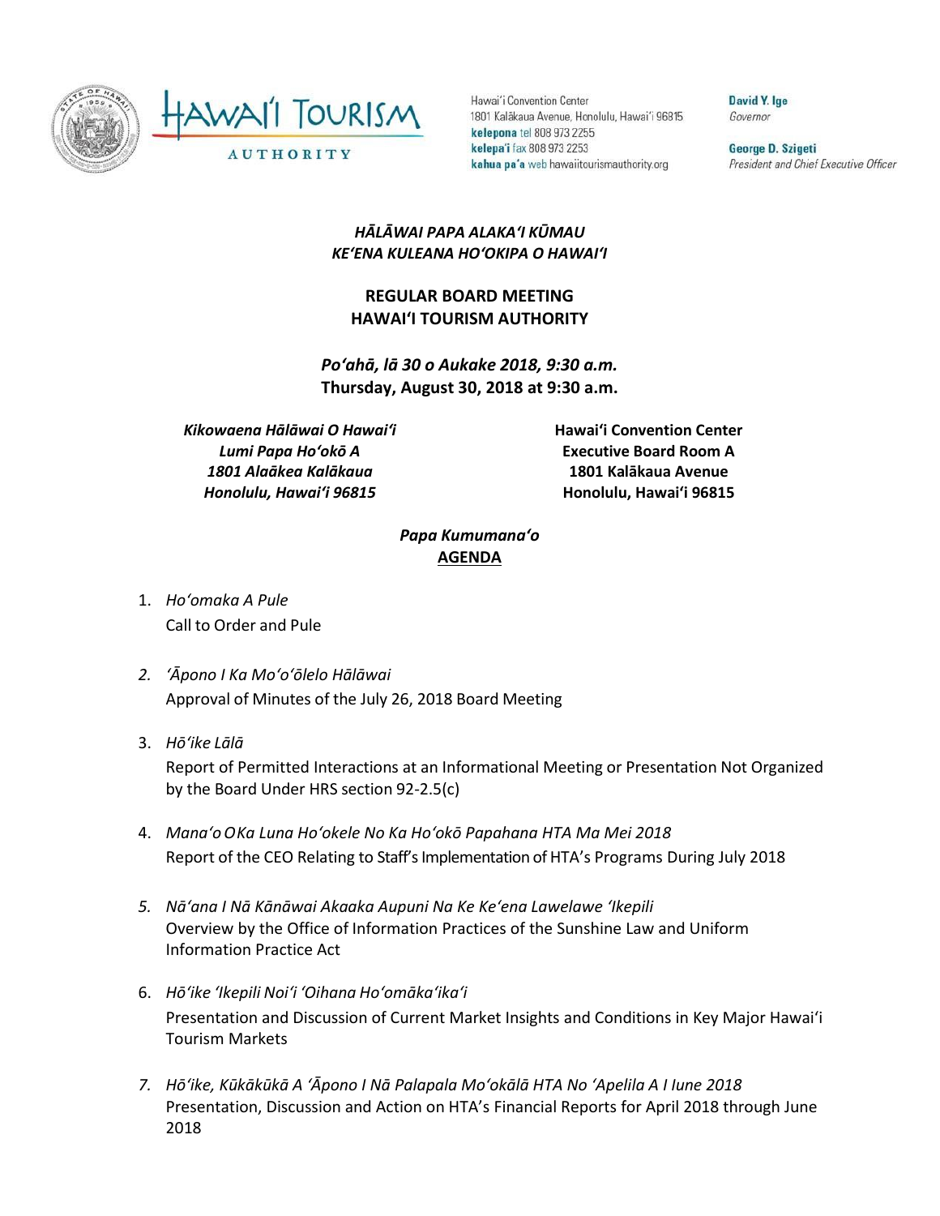Hawaiʻi Convention Center
1801 Kalākaua Avenue, Honolulu, Hawaiʻi 96815
**kelepona** tel 808 973 2255
**kelepaʻi** fax 808 973 2253
**kahua paʻa** web hawaiitourismauthority.org

**David Y. Ige**
*Governor*

**George D. Szigeti**
*President and Chief Executive Officer*

***HĀLĀWAI PAPA ALAKAʻI KŪMAU***
***KEʻENA KULEANA HOʻOKIPA O HAWAIʻI***

**REGULAR BOARD MEETING**
**HAWAIʻI TOURISM AUTHORITY**

***Poʻahā, lā 30 o Aukake 2018, 9:30 a.m.***
**Thursday, August 30, 2018 at 9:30 a.m.**

***Kikowaena Hālāwai O Hawaiʻi***
***Lumi Papa Hoʻokō A***
***1801 Alaākea Kalākaua***
***Honolulu, Hawaiʻi 96815***

**Hawaiʻi Convention Center**
**Executive Board Room A**
**1801 Kalākaua Avenue**
**Honolulu, Hawaiʻi 96815**

***Papa Kumumanaʻo***
**AGENDA**

1. *Hoʻomaka A Pule*
   Call to Order and Pule

2. *ʻĀpono I Ka Moʻoʻōlelo Hālāwai*
   Approval of Minutes of the July 26, 2018 Board Meeting

3. *Hōʻike Lālā*
   Report of Permitted Interactions at an Informational Meeting or Presentation Not Organized by the Board Under HRS section 92-2.5(c)

4. *Manaʻo O Ka Luna Hoʻokele No Ka Hoʻokō Papahana HTA Ma Mei 2018*
   Report of the CEO Relating to Staff's Implementation of HTA's Programs During July 2018

5. *Nāʻana I Nā Kānāwai Akaaka Aupuni Na Ke Keʻena Lawelawe ʻIkepili*
   Overview by the Office of Information Practices of the Sunshine Law and Uniform Information Practice Act

6. *Hōʻike ʻIkepili Noiʻi ʻOihana Hoʻomākaʻikaʻi*
   Presentation and Discussion of Current Market Insights and Conditions in Key Major Hawaiʻi Tourism Markets

7. *Hōʻike, Kūkākūkā A ʻĀpono I Nā Palapala Moʻokālā HTA No ʻApelila A I Iune 2018*
   Presentation, Discussion and Action on HTA's Financial Reports for April 2018 through June 2018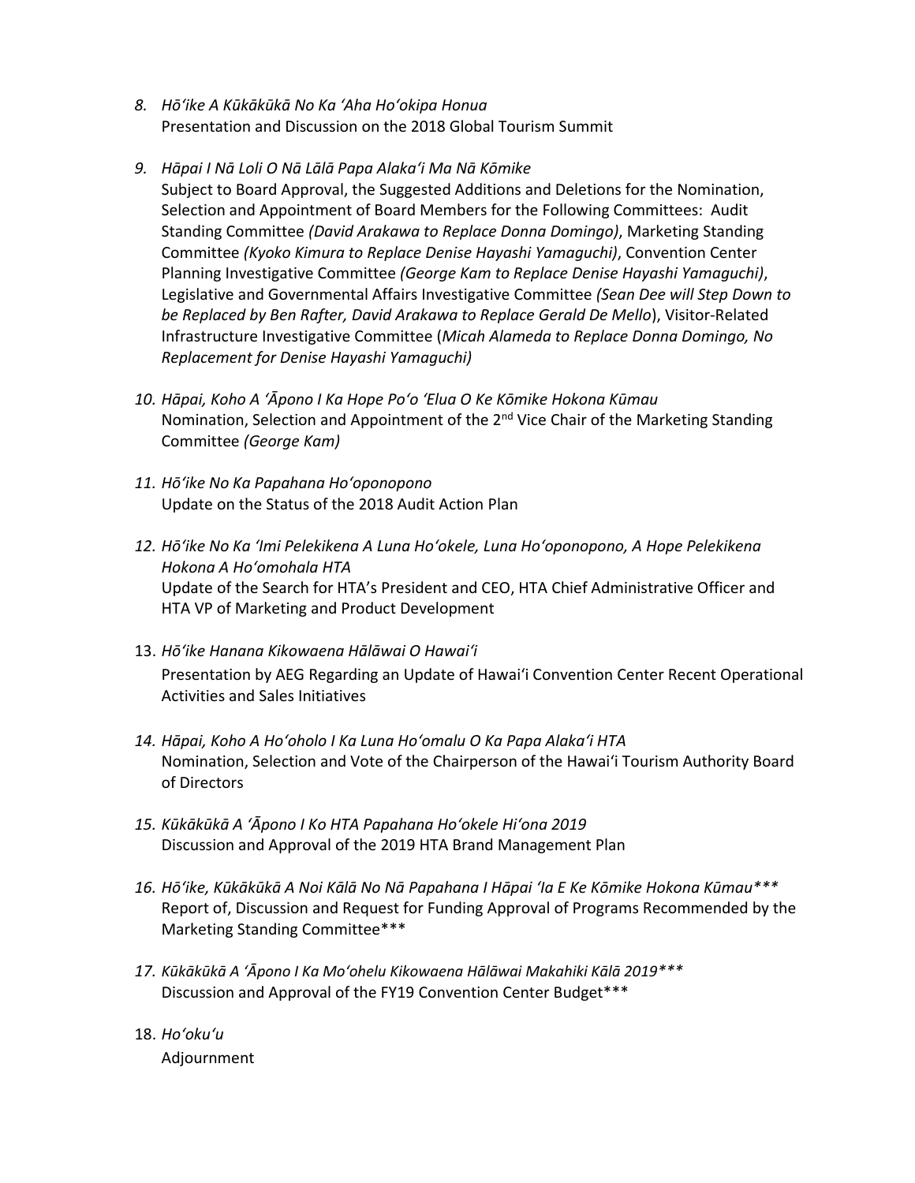8. *Hōʻike A Kūkākūkā No Ka ʻAha Hoʻokipa Honua*
   Presentation and Discussion on the 2018 Global Tourism Summit

9. *Hāpai I Nā Loli O Nā Lālā Papa Alakaʻi Ma Nā Kōmike*
   Subject to Board Approval, the Suggested Additions and Deletions for the Nomination, Selection and Appointment of Board Members for the Following Committees: Audit Standing Committee *(David Arakawa to Replace Donna Domingo)*, Marketing Standing Committee *(Kyoko Kimura to Replace Denise Hayashi Yamaguchi)*, Convention Center Planning Investigative Committee *(George Kam to Replace Denise Hayashi Yamaguchi)*, Legislative and Governmental Affairs Investigative Committee *(Sean Dee will Step Down to be Replaced by Ben Rafter, David Arakawa to Replace Gerald De Mello*), Visitor-Related Infrastructure Investigative Committee (*Micah Alameda to Replace Donna Domingo, No Replacement for Denise Hayashi Yamaguchi)*

10. *Hāpai, Koho A ʻĀpono I Ka Hope Poʻo ʻElua O Ke Kōmike Hokona Kūmau*
    Nomination, Selection and Appointment of the 2nd Vice Chair of the Marketing Standing Committee *(George Kam)*

11. *Hōʻike No Ka Papahana Hoʻoponopono*
    Update on the Status of the 2018 Audit Action Plan

12. *Hōʻike No Ka ʻImi Pelekikena A Luna Hoʻokele, Luna Hoʻoponopono, A Hope Pelekikena Hokona A Hoʻomohala HTA*
    Update of the Search for HTA's President and CEO, HTA Chief Administrative Officer and HTA VP of Marketing and Product Development

13. *Hōʻike Hanana Kikowaena Hālāwai O Hawaiʻi*
    Presentation by AEG Regarding an Update of Hawaiʻi Convention Center Recent Operational Activities and Sales Initiatives

14. *Hāpai, Koho A Hoʻoholo I Ka Luna Hoʻomalu O Ka Papa Alakaʻi HTA*
    Nomination, Selection and Vote of the Chairperson of the Hawaiʻi Tourism Authority Board of Directors

15. *Kūkākūkā A ʻĀpono I Ko HTA Papahana Hoʻokele Hiʻona 2019*
    Discussion and Approval of the 2019 HTA Brand Management Plan

16. *Hōʻike, Kūkākūkā A Noi Kālā No Nā Papahana I Hāpai ʻIa E Ke Kōmike Hokona Kūmau****
    Report of, Discussion and Request for Funding Approval of Programs Recommended by the Marketing Standing Committee***

17. *Kūkākūkā A ʻĀpono I Ka Moʻohelu Kikowaena Hālāwai Makahiki Kālā 2019****
    Discussion and Approval of the FY19 Convention Center Budget***

18. *Hoʻokuʻu*
    Adjournment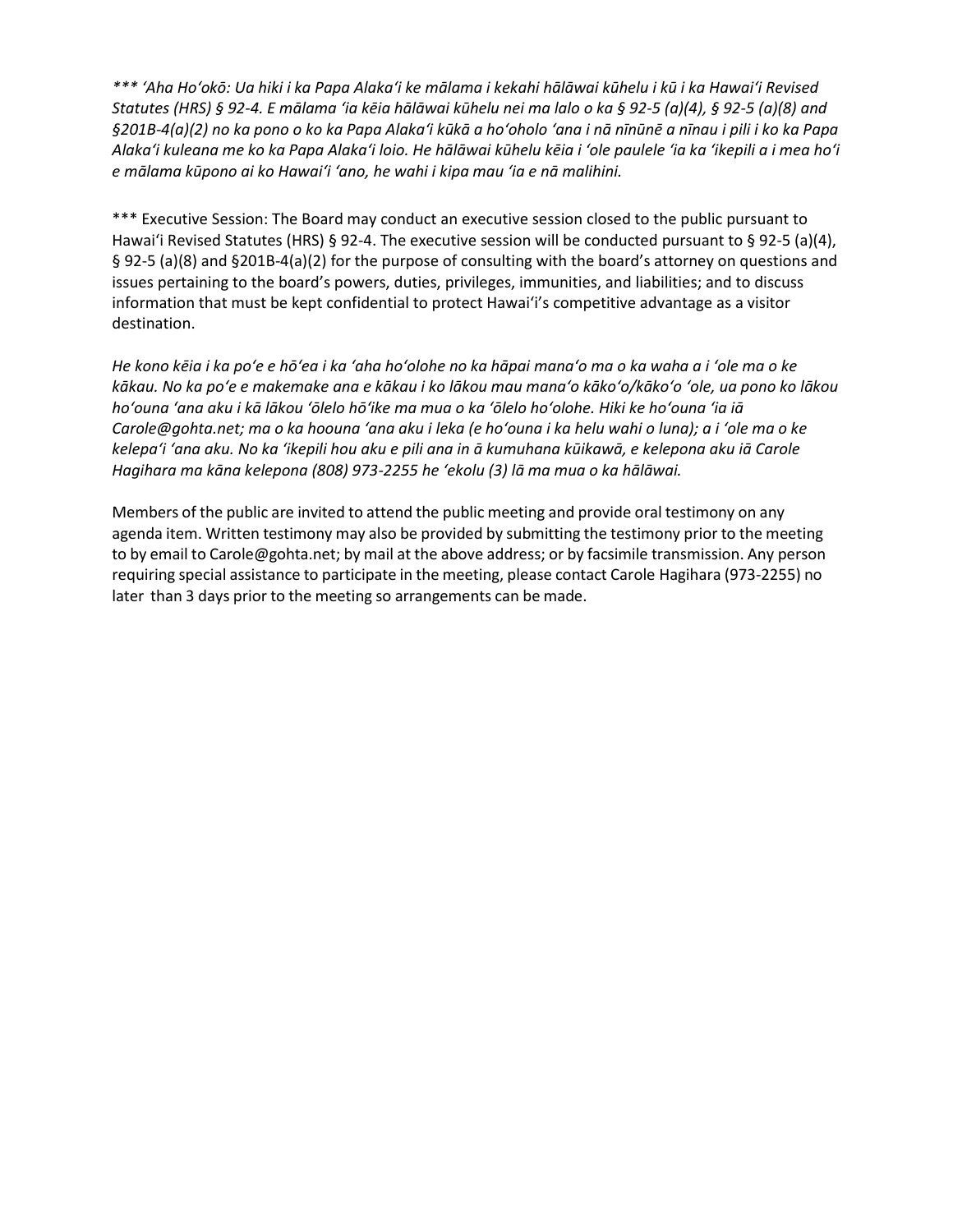*\*\*\* ʻAha Hoʻokō: Ua hiki i ka Papa Alakaʻi ke mālama i kekahi hālāwai kūhelu i kū i ka Hawaiʻi Revised Statutes (HRS) § 92-4. E mālama ʻia kēia hālāwai kūhelu nei ma lalo o ka § 92-5 (a)(4), § 92-5 (a)(8) and §201B-4(a)(2) no ka pono o ko ka Papa Alakaʻi kūkā a hoʻoholo ʻana i nā nīnūnē a nīnau i pili i ko ka Papa Alakaʻi kuleana me ko ka Papa Alakaʻi loio. He hālāwai kūhelu kēia i ʻole paulele ʻia ka ʻikepili a i mea hoʻi e mālama kūpono ai ko Hawaiʻi ʻano, he wahi i kipa mau ʻia e nā malihini.*

*** Executive Session: The Board may conduct an executive session closed to the public pursuant to Hawaiʻi Revised Statutes (HRS) § 92-4. The executive session will be conducted pursuant to § 92-5 (a)(4), § 92-5 (a)(8) and §201B-4(a)(2) for the purpose of consulting with the board's attorney on questions and issues pertaining to the board's powers, duties, privileges, immunities, and liabilities; and to discuss information that must be kept confidential to protect Hawaiʻi's competitive advantage as a visitor destination.

*He kono kēia i ka poʻe e hōʻea i ka ʻaha hoʻolohe no ka hāpai manaʻo ma o ka waha a i ʻole ma o ke kākau. No ka poʻe e makemake ana e kākau i ko lākou mau manaʻo kākoʻo/kākoʻo ʻole, ua pono ko lākou hoʻouna ʻana aku i kā lākou ʻōlelo hōʻike ma mua o ka ʻōlelo hoʻolohe. Hiki ke hoʻouna ʻia iā Carole@gohta.net; ma o ka hoouna ʻana aku i leka (e hoʻouna i ka helu wahi o luna); a i ʻole ma o ke kelepaʻi ʻana aku. No ka ʻikepili hou aku e pili ana in ā kumuhana kūikawā, e kelepona aku iā Carole Hagihara ma kāna kelepona (808) 973-2255 he ʻekolu (3) lā ma mua o ka hālāwai.*

Members of the public are invited to attend the public meeting and provide oral testimony on any agenda item. Written testimony may also be provided by submitting the testimony prior to the meeting to by email to Carole@gohta.net; by mail at the above address; or by facsimile transmission. Any person requiring special assistance to participate in the meeting, please contact Carole Hagihara (973-2255) no later than 3 days prior to the meeting so arrangements can be made.